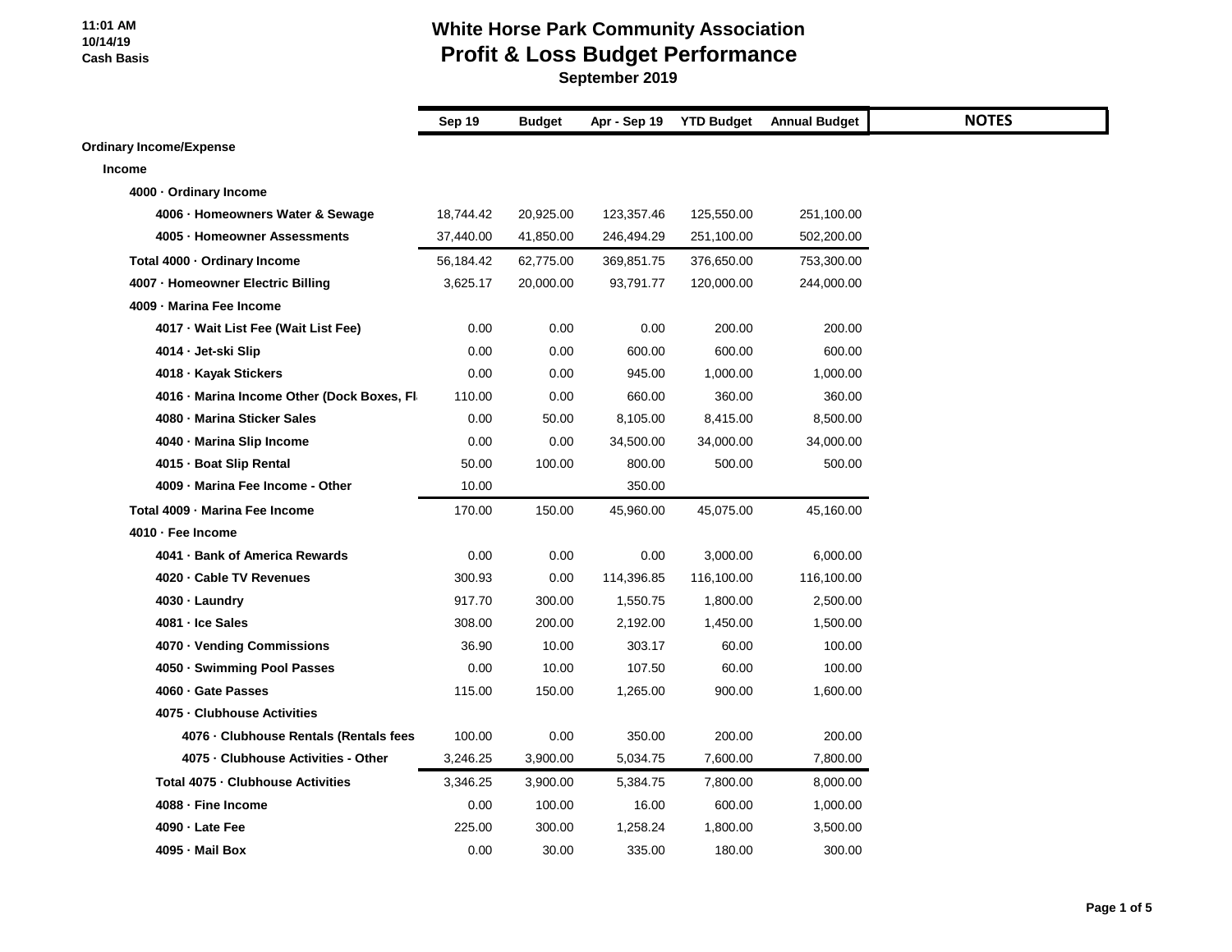**11:01 AM**
**10/14/19**
**Cash Basis**

# White Horse Park Community Association
## Profit & Loss Budget Performance
### September 2019

| | Sep 19 | Budget | Apr - Sep 19 | YTD Budget | Annual Budget | NOTES |
|---|---|---|---|---|---|---|
| **Ordinary Income/Expense** | | | | | | |
| **Income** | | | | | | |
| **4000 · Ordinary Income** | | | | | | |
| **4006 · Homeowners Water & Sewage** | 18,744.42 | 20,925.00 | 123,357.46 | 125,550.00 | 251,100.00 | |
| **4005 · Homeowner Assessments** | 37,440.00 | 41,850.00 | 246,494.29 | 251,100.00 | 502,200.00 | |
| **Total 4000 · Ordinary Income** | 56,184.42 | 62,775.00 | 369,851.75 | 376,650.00 | 753,300.00 | |
| **4007 · Homeowner Electric Billing** | 3,625.17 | 20,000.00 | 93,791.77 | 120,000.00 | 244,000.00 | |
| **4009 · Marina Fee Income** | | | | | | |
| **4017 · Wait List Fee (Wait List Fee)** | 0.00 | 0.00 | 0.00 | 200.00 | 200.00 | |
| **4014 · Jet-ski Slip** | 0.00 | 0.00 | 600.00 | 600.00 | 600.00 | |
| **4018 · Kayak Stickers** | 0.00 | 0.00 | 945.00 | 1,000.00 | 1,000.00 | |
| **4016 · Marina Income Other (Dock Boxes, Fl** | 110.00 | 0.00 | 660.00 | 360.00 | 360.00 | |
| **4080 · Marina Sticker Sales** | 0.00 | 50.00 | 8,105.00 | 8,415.00 | 8,500.00 | |
| **4040 · Marina Slip Income** | 0.00 | 0.00 | 34,500.00 | 34,000.00 | 34,000.00 | |
| **4015 · Boat Slip Rental** | 50.00 | 100.00 | 800.00 | 500.00 | 500.00 | |
| **4009 · Marina Fee Income - Other** | 10.00 | | 350.00 | | | |
| **Total 4009 · Marina Fee Income** | 170.00 | 150.00 | 45,960.00 | 45,075.00 | 45,160.00 | |
| **4010 · Fee Income** | | | | | | |
| **4041 · Bank of America Rewards** | 0.00 | 0.00 | 0.00 | 3,000.00 | 6,000.00 | |
| **4020 · Cable TV Revenues** | 300.93 | 0.00 | 114,396.85 | 116,100.00 | 116,100.00 | |
| **4030 · Laundry** | 917.70 | 300.00 | 1,550.75 | 1,800.00 | 2,500.00 | |
| **4081 · Ice Sales** | 308.00 | 200.00 | 2,192.00 | 1,450.00 | 1,500.00 | |
| **4070 · Vending Commissions** | 36.90 | 10.00 | 303.17 | 60.00 | 100.00 | |
| **4050 · Swimming Pool Passes** | 0.00 | 10.00 | 107.50 | 60.00 | 100.00 | |
| **4060 · Gate Passes** | 115.00 | 150.00 | 1,265.00 | 900.00 | 1,600.00 | |
| **4075 · Clubhouse Activities** | | | | | | |
| **4076 · Clubhouse Rentals (Rentals fees** | 100.00 | 0.00 | 350.00 | 200.00 | 200.00 | |
| **4075 · Clubhouse Activities - Other** | 3,246.25 | 3,900.00 | 5,034.75 | 7,600.00 | 7,800.00 | |
| **Total 4075 · Clubhouse Activities** | 3,346.25 | 3,900.00 | 5,384.75 | 7,800.00 | 8,000.00 | |
| **4088 · Fine Income** | 0.00 | 100.00 | 16.00 | 600.00 | 1,000.00 | |
| **4090 · Late Fee** | 225.00 | 300.00 | 1,258.24 | 1,800.00 | 3,500.00 | |
| **4095 · Mail Box** | 0.00 | 30.00 | 335.00 | 180.00 | 300.00 | |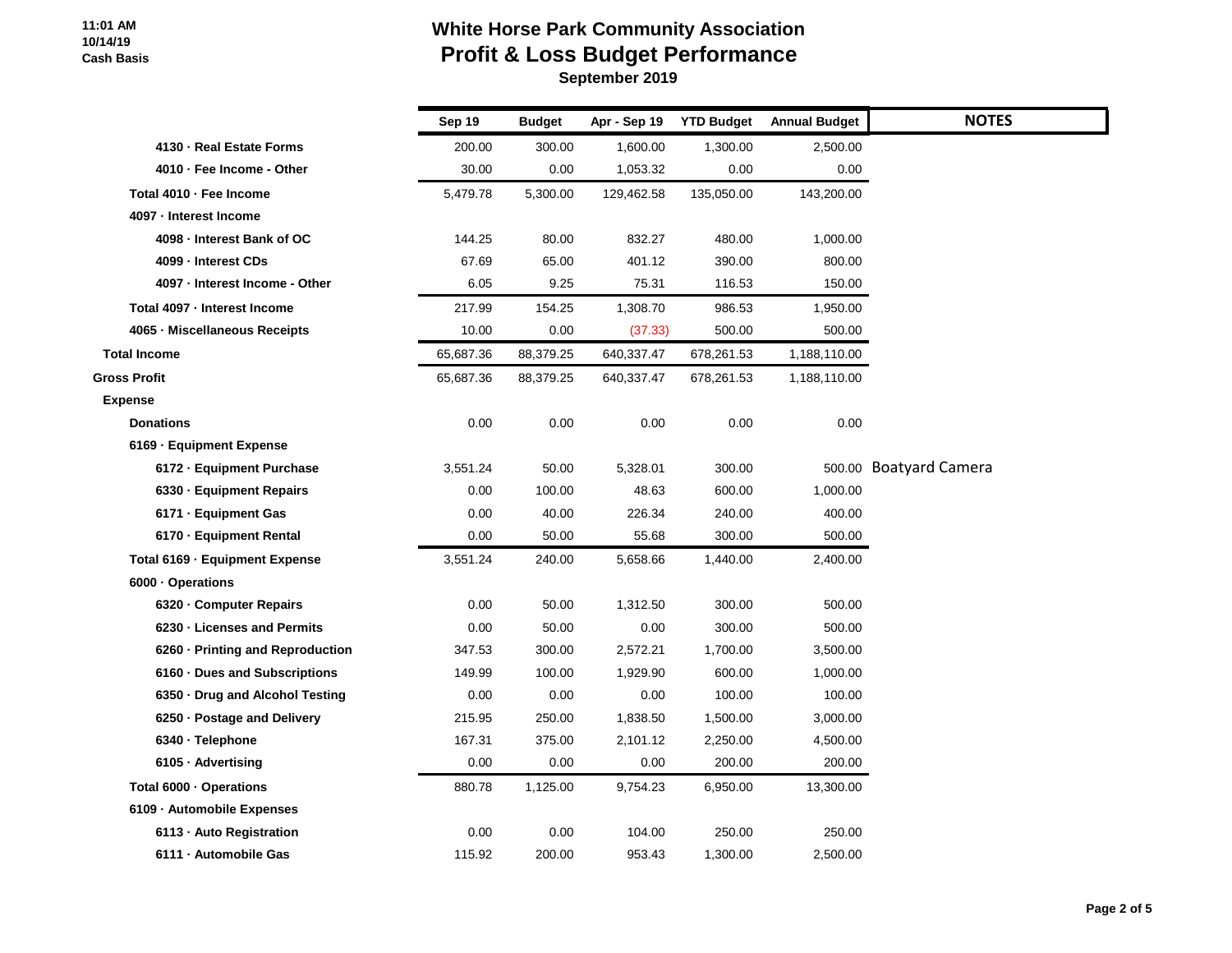# White Horse Park Community Association
## Profit & Loss Budget Performance
### September 2019

11:01 AM
10/14/19
Cash Basis

| | Sep 19 | Budget | Apr - Sep 19 | YTD Budget | Annual Budget | NOTES |
|---|---|---|---|---|---|---|
| 4130 · Real Estate Forms | 200.00 | 300.00 | 1,600.00 | 1,300.00 | 2,500.00 | |
| 4010 · Fee Income - Other | 30.00 | 0.00 | 1,053.32 | 0.00 | 0.00 | |
| Total 4010 · Fee Income | 5,479.78 | 5,300.00 | 129,462.58 | 135,050.00 | 143,200.00 | |
| 4097 · Interest Income | | | | | | |
| 4098 · Interest Bank of OC | 144.25 | 80.00 | 832.27 | 480.00 | 1,000.00 | |
| 4099 · Interest CDs | 67.69 | 65.00 | 401.12 | 390.00 | 800.00 | |
| 4097 · Interest Income - Other | 6.05 | 9.25 | 75.31 | 116.53 | 150.00 | |
| Total 4097 · Interest Income | 217.99 | 154.25 | 1,308.70 | 986.53 | 1,950.00 | |
| 4065 · Miscellaneous Receipts | 10.00 | 0.00 | (37.33) | 500.00 | 500.00 | |
| Total Income | 65,687.36 | 88,379.25 | 640,337.47 | 678,261.53 | 1,188,110.00 | |
| Gross Profit | 65,687.36 | 88,379.25 | 640,337.47 | 678,261.53 | 1,188,110.00 | |
| Expense | | | | | | |
| Donations | 0.00 | 0.00 | 0.00 | 0.00 | 0.00 | |
| 6169 · Equipment Expense | | | | | | |
| 6172 · Equipment Purchase | 3,551.24 | 50.00 | 5,328.01 | 300.00 | 500.00 | Boatyard Camera |
| 6330 · Equipment Repairs | 0.00 | 100.00 | 48.63 | 600.00 | 1,000.00 | |
| 6171 · Equipment Gas | 0.00 | 40.00 | 226.34 | 240.00 | 400.00 | |
| 6170 · Equipment Rental | 0.00 | 50.00 | 55.68 | 300.00 | 500.00 | |
| Total 6169 · Equipment Expense | 3,551.24 | 240.00 | 5,658.66 | 1,440.00 | 2,400.00 | |
| 6000 · Operations | | | | | | |
| 6320 · Computer Repairs | 0.00 | 50.00 | 1,312.50 | 300.00 | 500.00 | |
| 6230 · Licenses and Permits | 0.00 | 50.00 | 0.00 | 300.00 | 500.00 | |
| 6260 · Printing and Reproduction | 347.53 | 300.00 | 2,572.21 | 1,700.00 | 3,500.00 | |
| 6160 · Dues and Subscriptions | 149.99 | 100.00 | 1,929.90 | 600.00 | 1,000.00 | |
| 6350 · Drug and Alcohol Testing | 0.00 | 0.00 | 0.00 | 100.00 | 100.00 | |
| 6250 · Postage and Delivery | 215.95 | 250.00 | 1,838.50 | 1,500.00 | 3,000.00 | |
| 6340 · Telephone | 167.31 | 375.00 | 2,101.12 | 2,250.00 | 4,500.00 | |
| 6105 · Advertising | 0.00 | 0.00 | 0.00 | 200.00 | 200.00 | |
| Total 6000 · Operations | 880.78 | 1,125.00 | 9,754.23 | 6,950.00 | 13,300.00 | |
| 6109 · Automobile Expenses | | | | | | |
| 6113 · Auto Registration | 0.00 | 0.00 | 104.00 | 250.00 | 250.00 | |
| 6111 · Automobile Gas | 115.92 | 200.00 | 953.43 | 1,300.00 | 2,500.00 | |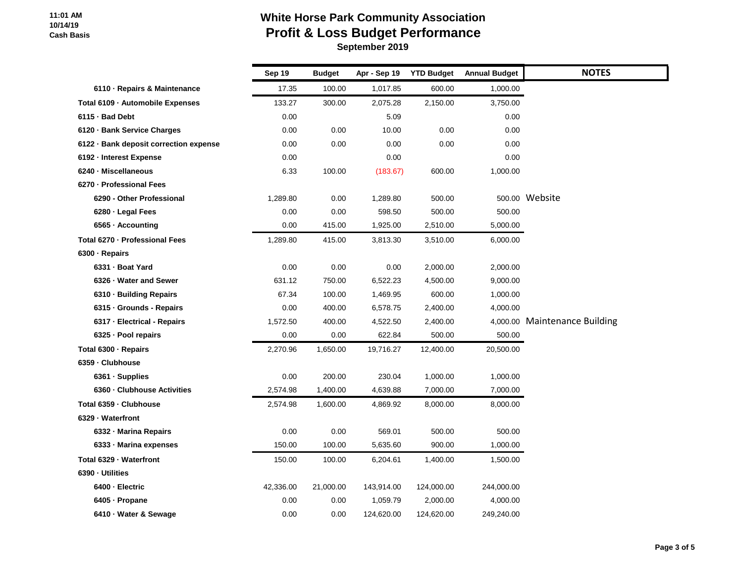11:01 AM
10/14/19
Cash Basis

# White Horse Park Community Association
## Profit & Loss Budget Performance
### September 2019

| | Sep 19 | Budget | Apr - Sep 19 | YTD Budget | Annual Budget | NOTES |
|---|---|---|---|---|---|---|
| 6110 · Repairs & Maintenance | 17.35 | 100.00 | 1,017.85 | 600.00 | 1,000.00 | |
| Total 6109 · Automobile Expenses | 133.27 | 300.00 | 2,075.28 | 2,150.00 | 3,750.00 | |
| 6115 · Bad Debt | 0.00 | | 5.09 | | 0.00 | |
| 6120 · Bank Service Charges | 0.00 | 0.00 | 10.00 | 0.00 | 0.00 | |
| 6122 · Bank deposit correction expense | 0.00 | 0.00 | 0.00 | 0.00 | 0.00 | |
| 6192 · Interest Expense | 0.00 | | 0.00 | | 0.00 | |
| 6240 · Miscellaneous | 6.33 | 100.00 | (183.67) | 600.00 | 1,000.00 | |
| 6270 · Professional Fees | | | | | | |
| 6290 - Other Professional | 1,289.80 | 0.00 | 1,289.80 | 500.00 | 500.00 | Website |
| 6280 · Legal Fees | 0.00 | 0.00 | 598.50 | 500.00 | 500.00 | |
| 6565 · Accounting | 0.00 | 415.00 | 1,925.00 | 2,510.00 | 5,000.00 | |
| Total 6270 · Professional Fees | 1,289.80 | 415.00 | 3,813.30 | 3,510.00 | 6,000.00 | |
| 6300 · Repairs | | | | | | |
| 6331 · Boat Yard | 0.00 | 0.00 | 0.00 | 2,000.00 | 2,000.00 | |
| 6326 · Water and Sewer | 631.12 | 750.00 | 6,522.23 | 4,500.00 | 9,000.00 | |
| 6310 · Building Repairs | 67.34 | 100.00 | 1,469.95 | 600.00 | 1,000.00 | |
| 6315 · Grounds - Repairs | 0.00 | 400.00 | 6,578.75 | 2,400.00 | 4,000.00 | |
| 6317 · Electrical - Repairs | 1,572.50 | 400.00 | 4,522.50 | 2,400.00 | 4,000.00 | Maintenance Building |
| 6325 · Pool repairs | 0.00 | 0.00 | 622.84 | 500.00 | 500.00 | |
| Total 6300 · Repairs | 2,270.96 | 1,650.00 | 19,716.27 | 12,400.00 | 20,500.00 | |
| 6359 · Clubhouse | | | | | | |
| 6361 · Supplies | 0.00 | 200.00 | 230.04 | 1,000.00 | 1,000.00 | |
| 6360 · Clubhouse Activities | 2,574.98 | 1,400.00 | 4,639.88 | 7,000.00 | 7,000.00 | |
| Total 6359 · Clubhouse | 2,574.98 | 1,600.00 | 4,869.92 | 8,000.00 | 8,000.00 | |
| 6329 · Waterfront | | | | | | |
| 6332 · Marina Repairs | 0.00 | 0.00 | 569.01 | 500.00 | 500.00 | |
| 6333 · Marina expenses | 150.00 | 100.00 | 5,635.60 | 900.00 | 1,000.00 | |
| Total 6329 · Waterfront | 150.00 | 100.00 | 6,204.61 | 1,400.00 | 1,500.00 | |
| 6390 · Utilities | | | | | | |
| 6400 · Electric | 42,336.00 | 21,000.00 | 143,914.00 | 124,000.00 | 244,000.00 | |
| 6405 · Propane | 0.00 | 0.00 | 1,059.79 | 2,000.00 | 4,000.00 | |
| 6410 · Water & Sewage | 0.00 | 0.00 | 124,620.00 | 124,620.00 | 249,240.00 | |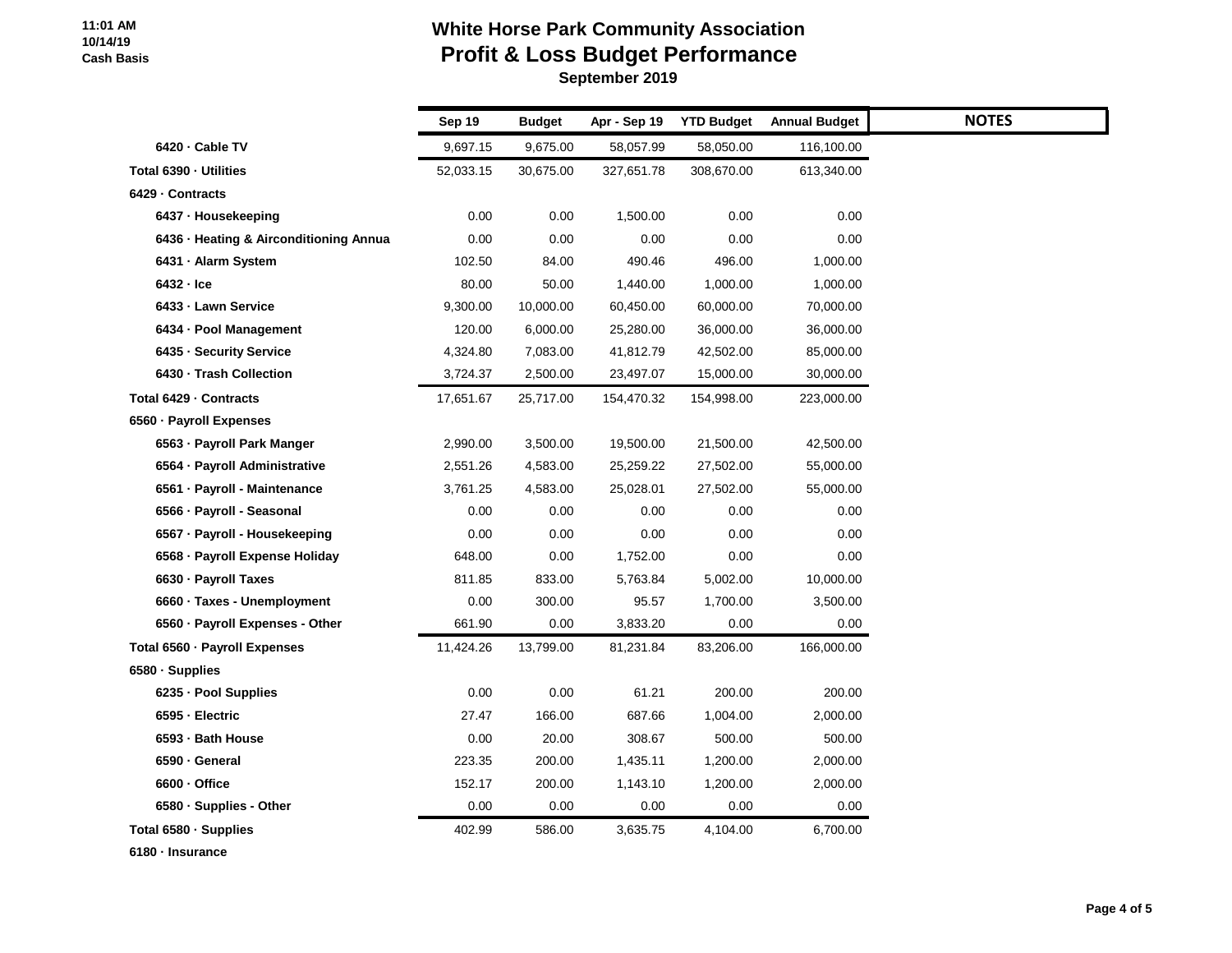# White Horse Park Community Association

## Profit & Loss Budget Performance

**September 2019**

11:01 AM
10/14/19
Cash Basis

| | Sep 19 | Budget | Apr - Sep 19 | YTD Budget | Annual Budget | NOTES |
|---|---|---|---|---|---|---|
| 6420 · Cable TV | 9,697.15 | 9,675.00 | 58,057.99 | 58,050.00 | 116,100.00 | |
| **Total 6390 · Utilities** | 52,033.15 | 30,675.00 | 327,651.78 | 308,670.00 | 613,340.00 | |
| **6429 · Contracts** | | | | | | |
| 6437 · Housekeeping | 0.00 | 0.00 | 1,500.00 | 0.00 | 0.00 | |
| 6436 · Heating & Airconditioning Annua | 0.00 | 0.00 | 0.00 | 0.00 | 0.00 | |
| 6431 · Alarm System | 102.50 | 84.00 | 490.46 | 496.00 | 1,000.00 | |
| 6432 · Ice | 80.00 | 50.00 | 1,440.00 | 1,000.00 | 1,000.00 | |
| 6433 · Lawn Service | 9,300.00 | 10,000.00 | 60,450.00 | 60,000.00 | 70,000.00 | |
| 6434 · Pool Management | 120.00 | 6,000.00 | 25,280.00 | 36,000.00 | 36,000.00 | |
| 6435 · Security Service | 4,324.80 | 7,083.00 | 41,812.79 | 42,502.00 | 85,000.00 | |
| 6430 · Trash Collection | 3,724.37 | 2,500.00 | 23,497.07 | 15,000.00 | 30,000.00 | |
| **Total 6429 · Contracts** | 17,651.67 | 25,717.00 | 154,470.32 | 154,998.00 | 223,000.00 | |
| **6560 · Payroll Expenses** | | | | | | |
| 6563 · Payroll Park Manger | 2,990.00 | 3,500.00 | 19,500.00 | 21,500.00 | 42,500.00 | |
| 6564 · Payroll Administrative | 2,551.26 | 4,583.00 | 25,259.22 | 27,502.00 | 55,000.00 | |
| 6561 · Payroll - Maintenance | 3,761.25 | 4,583.00 | 25,028.01 | 27,502.00 | 55,000.00 | |
| 6566 · Payroll - Seasonal | 0.00 | 0.00 | 0.00 | 0.00 | 0.00 | |
| 6567 · Payroll - Housekeeping | 0.00 | 0.00 | 0.00 | 0.00 | 0.00 | |
| 6568 · Payroll Expense Holiday | 648.00 | 0.00 | 1,752.00 | 0.00 | 0.00 | |
| 6630 · Payroll Taxes | 811.85 | 833.00 | 5,763.84 | 5,002.00 | 10,000.00 | |
| 6660 · Taxes - Unemployment | 0.00 | 300.00 | 95.57 | 1,700.00 | 3,500.00 | |
| 6560 · Payroll Expenses - Other | 661.90 | 0.00 | 3,833.20 | 0.00 | 0.00 | |
| **Total 6560 · Payroll Expenses** | 11,424.26 | 13,799.00 | 81,231.84 | 83,206.00 | 166,000.00 | |
| **6580 · Supplies** | | | | | | |
| 6235 · Pool Supplies | 0.00 | 0.00 | 61.21 | 200.00 | 200.00 | |
| 6595 · Electric | 27.47 | 166.00 | 687.66 | 1,004.00 | 2,000.00 | |
| 6593 · Bath House | 0.00 | 20.00 | 308.67 | 500.00 | 500.00 | |
| 6590 · General | 223.35 | 200.00 | 1,435.11 | 1,200.00 | 2,000.00 | |
| 6600 · Office | 152.17 | 200.00 | 1,143.10 | 1,200.00 | 2,000.00 | |
| 6580 · Supplies - Other | 0.00 | 0.00 | 0.00 | 0.00 | 0.00 | |
| **Total 6580 · Supplies** | 402.99 | 586.00 | 3,635.75 | 4,104.00 | 6,700.00 | |
| **6180 · Insurance** | | | | | | |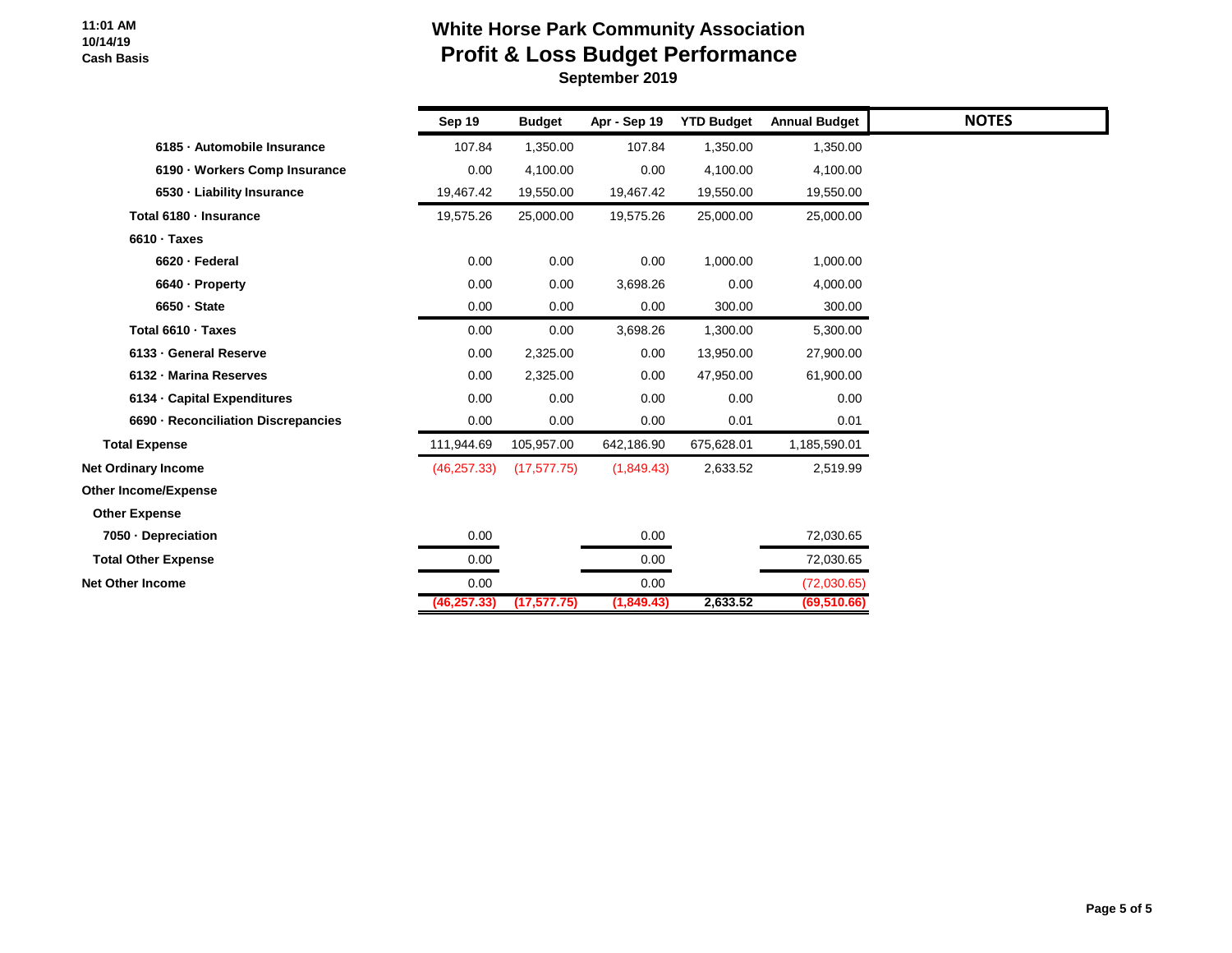11:01 AM
10/14/19
Cash Basis

# White Horse Park Community Association
## Profit & Loss Budget Performance
### September 2019

| | Sep 19 | Budget | Apr - Sep 19 | YTD Budget | Annual Budget | NOTES |
|---|---|---|---|---|---|---|
| 6185 · Automobile Insurance | 107.84 | 1,350.00 | 107.84 | 1,350.00 | 1,350.00 | |
| 6190 · Workers Comp Insurance | 0.00 | 4,100.00 | 0.00 | 4,100.00 | 4,100.00 | |
| 6530 · Liability Insurance | 19,467.42 | 19,550.00 | 19,467.42 | 19,550.00 | 19,550.00 | |
| Total 6180 · Insurance | 19,575.26 | 25,000.00 | 19,575.26 | 25,000.00 | 25,000.00 | |
| 6610 · Taxes | | | | | | |
| 6620 · Federal | 0.00 | 0.00 | 0.00 | 1,000.00 | 1,000.00 | |
| 6640 · Property | 0.00 | 0.00 | 3,698.26 | 0.00 | 4,000.00 | |
| 6650 · State | 0.00 | 0.00 | 0.00 | 300.00 | 300.00 | |
| Total 6610 · Taxes | 0.00 | 0.00 | 3,698.26 | 1,300.00 | 5,300.00 | |
| 6133 · General Reserve | 0.00 | 2,325.00 | 0.00 | 13,950.00 | 27,900.00 | |
| 6132 · Marina Reserves | 0.00 | 2,325.00 | 0.00 | 47,950.00 | 61,900.00 | |
| 6134 · Capital Expenditures | 0.00 | 0.00 | 0.00 | 0.00 | 0.00 | |
| 6690 · Reconciliation Discrepancies | 0.00 | 0.00 | 0.00 | 0.01 | 0.01 | |
| Total Expense | 111,944.69 | 105,957.00 | 642,186.90 | 675,628.01 | 1,185,590.01 | |
| Net Ordinary Income | (46,257.33) | (17,577.75) | (1,849.43) | 2,633.52 | 2,519.99 | |
| Other Income/Expense | | | | | | |
| Other Expense | | | | | | |
| 7050 · Depreciation | 0.00 | | 0.00 | | 72,030.65 | |
| Total Other Expense | 0.00 | | 0.00 | | 72,030.65 | |
| Net Other Income | 0.00 | | 0.00 | | (72,030.65) | |
| | **(46,257.33)** | **(17,577.75)** | **(1,849.43)** | **2,633.52** | **(69,510.66)** | |